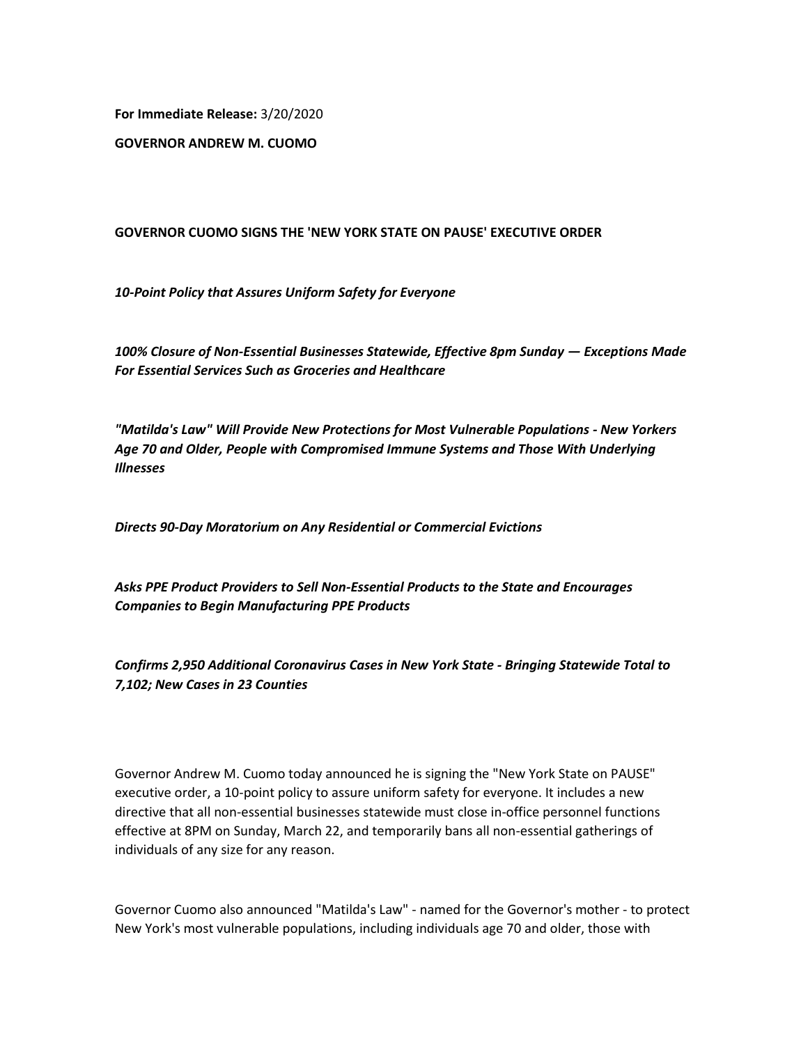**For Immediate Release:** 3/20/2020

**GOVERNOR ANDREW M. CUOMO**

# GOVERNOR CUOMO SIGNS THE 'NEW YORK STATE ON PAUSE' EXECUTIVE ORDER

***10-Point Policy that Assures Uniform Safety for Everyone***

***100% Closure of Non-Essential Businesses Statewide, Effective 8pm Sunday — Exceptions Made For Essential Services Such as Groceries and Healthcare***

***"Matilda's Law" Will Provide New Protections for Most Vulnerable Populations - New Yorkers Age 70 and Older, People with Compromised Immune Systems and Those With Underlying Illnesses***

***Directs 90-Day Moratorium on Any Residential or Commercial Evictions***

***Asks PPE Product Providers to Sell Non-Essential Products to the State and Encourages Companies to Begin Manufacturing PPE Products***

***Confirms 2,950 Additional Coronavirus Cases in New York State - Bringing Statewide Total to 7,102; New Cases in 23 Counties***

Governor Andrew M. Cuomo today announced he is signing the "New York State on PAUSE" executive order, a 10-point policy to assure uniform safety for everyone. It includes a new directive that all non-essential businesses statewide must close in-office personnel functions effective at 8PM on Sunday, March 22, and temporarily bans all non-essential gatherings of individuals of any size for any reason.

Governor Cuomo also announced "Matilda's Law" - named for the Governor's mother - to protect New York's most vulnerable populations, including individuals age 70 and older, those with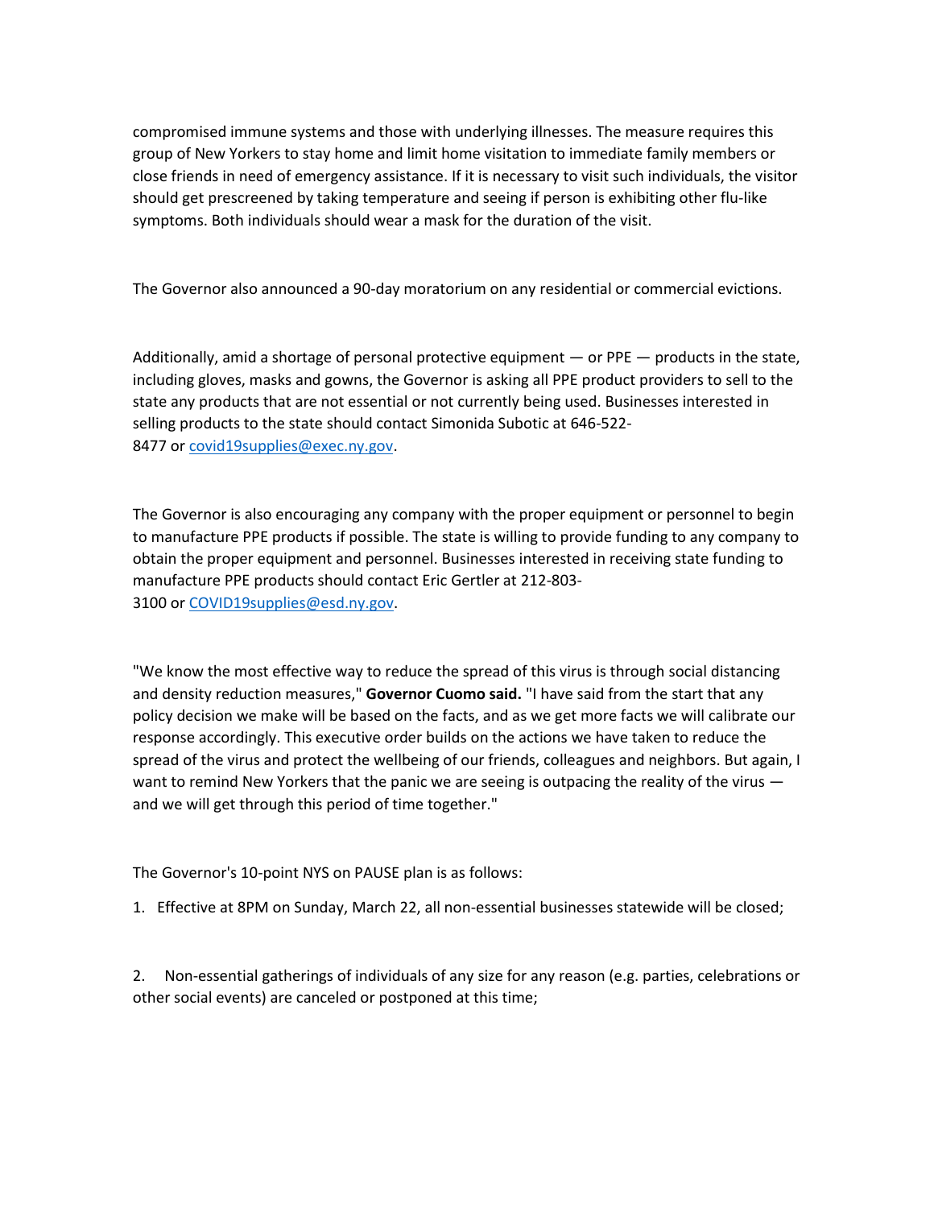compromised immune systems and those with underlying illnesses. The measure requires this group of New Yorkers to stay home and limit home visitation to immediate family members or close friends in need of emergency assistance. If it is necessary to visit such individuals, the visitor should get prescreened by taking temperature and seeing if person is exhibiting other flu-like symptoms. Both individuals should wear a mask for the duration of the visit.

The Governor also announced a 90-day moratorium on any residential or commercial evictions.

Additionally, amid a shortage of personal protective equipment — or PPE — products in the state, including gloves, masks and gowns, the Governor is asking all PPE product providers to sell to the state any products that are not essential or not currently being used. Businesses interested in selling products to the state should contact Simonida Subotic at 646-522-8477 or covid19supplies@exec.ny.gov.

The Governor is also encouraging any company with the proper equipment or personnel to begin to manufacture PPE products if possible. The state is willing to provide funding to any company to obtain the proper equipment and personnel. Businesses interested in receiving state funding to manufacture PPE products should contact Eric Gertler at 212-803-3100 or COVID19supplies@esd.ny.gov.

"We know the most effective way to reduce the spread of this virus is through social distancing and density reduction measures," **Governor Cuomo said.** "I have said from the start that any policy decision we make will be based on the facts, and as we get more facts we will calibrate our response accordingly. This executive order builds on the actions we have taken to reduce the spread of the virus and protect the wellbeing of our friends, colleagues and neighbors. But again, I want to remind New Yorkers that the panic we are seeing is outpacing the reality of the virus — and we will get through this period of time together."

The Governor's 10-point NYS on PAUSE plan is as follows:

1. Effective at 8PM on Sunday, March 22, all non-essential businesses statewide will be closed;

2. Non-essential gatherings of individuals of any size for any reason (e.g. parties, celebrations or other social events) are canceled or postponed at this time;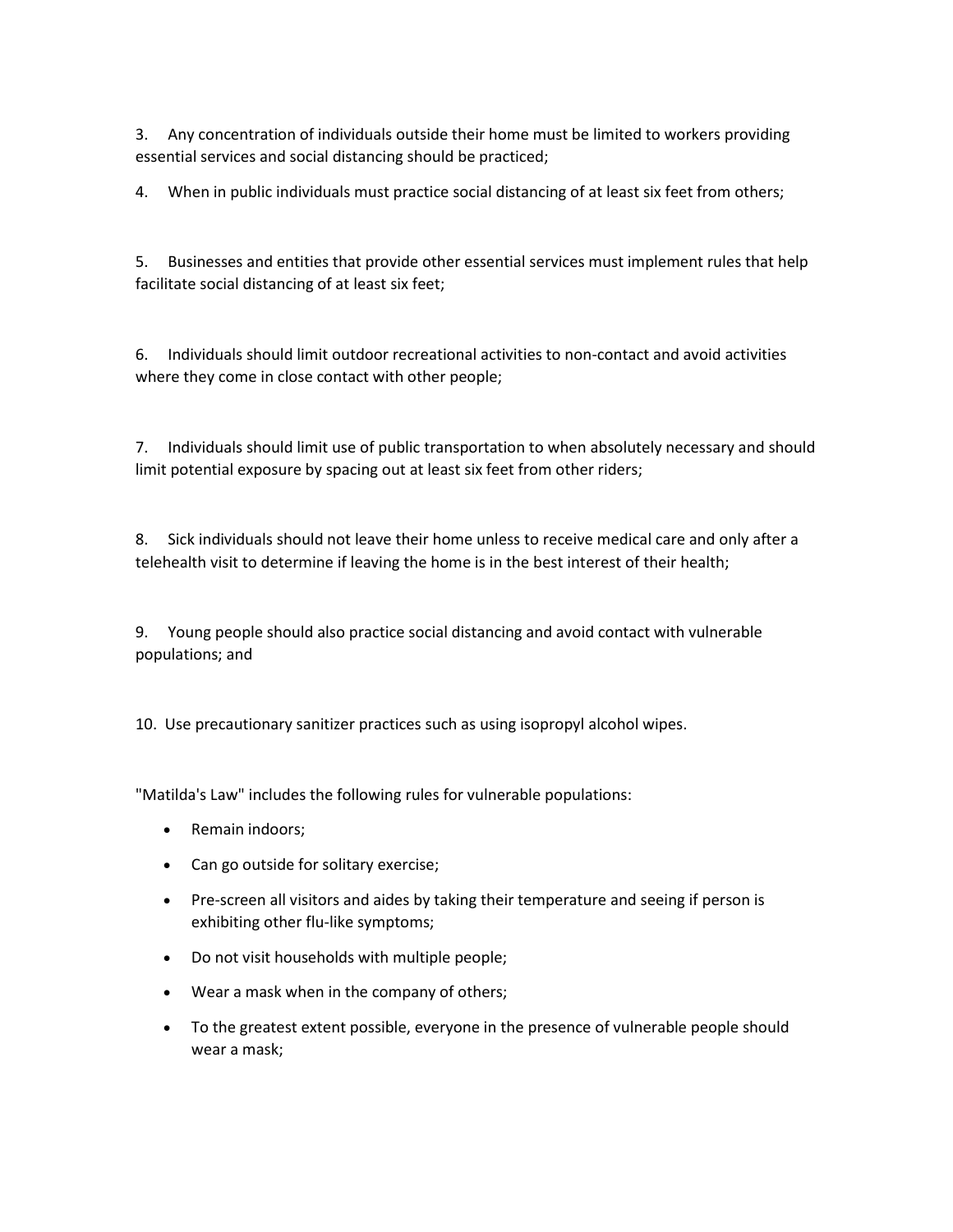3. Any concentration of individuals outside their home must be limited to workers providing essential services and social distancing should be practiced;

4. When in public individuals must practice social distancing of at least six feet from others;

5. Businesses and entities that provide other essential services must implement rules that help facilitate social distancing of at least six feet;

6. Individuals should limit outdoor recreational activities to non-contact and avoid activities where they come in close contact with other people;

7. Individuals should limit use of public transportation to when absolutely necessary and should limit potential exposure by spacing out at least six feet from other riders;

8. Sick individuals should not leave their home unless to receive medical care and only after a telehealth visit to determine if leaving the home is in the best interest of their health;

9. Young people should also practice social distancing and avoid contact with vulnerable populations; and

10. Use precautionary sanitizer practices such as using isopropyl alcohol wipes.

"Matilda's Law" includes the following rules for vulnerable populations:

- Remain indoors;
- Can go outside for solitary exercise;
- Pre-screen all visitors and aides by taking their temperature and seeing if person is exhibiting other flu-like symptoms;
- Do not visit households with multiple people;
- Wear a mask when in the company of others;
- To the greatest extent possible, everyone in the presence of vulnerable people should wear a mask;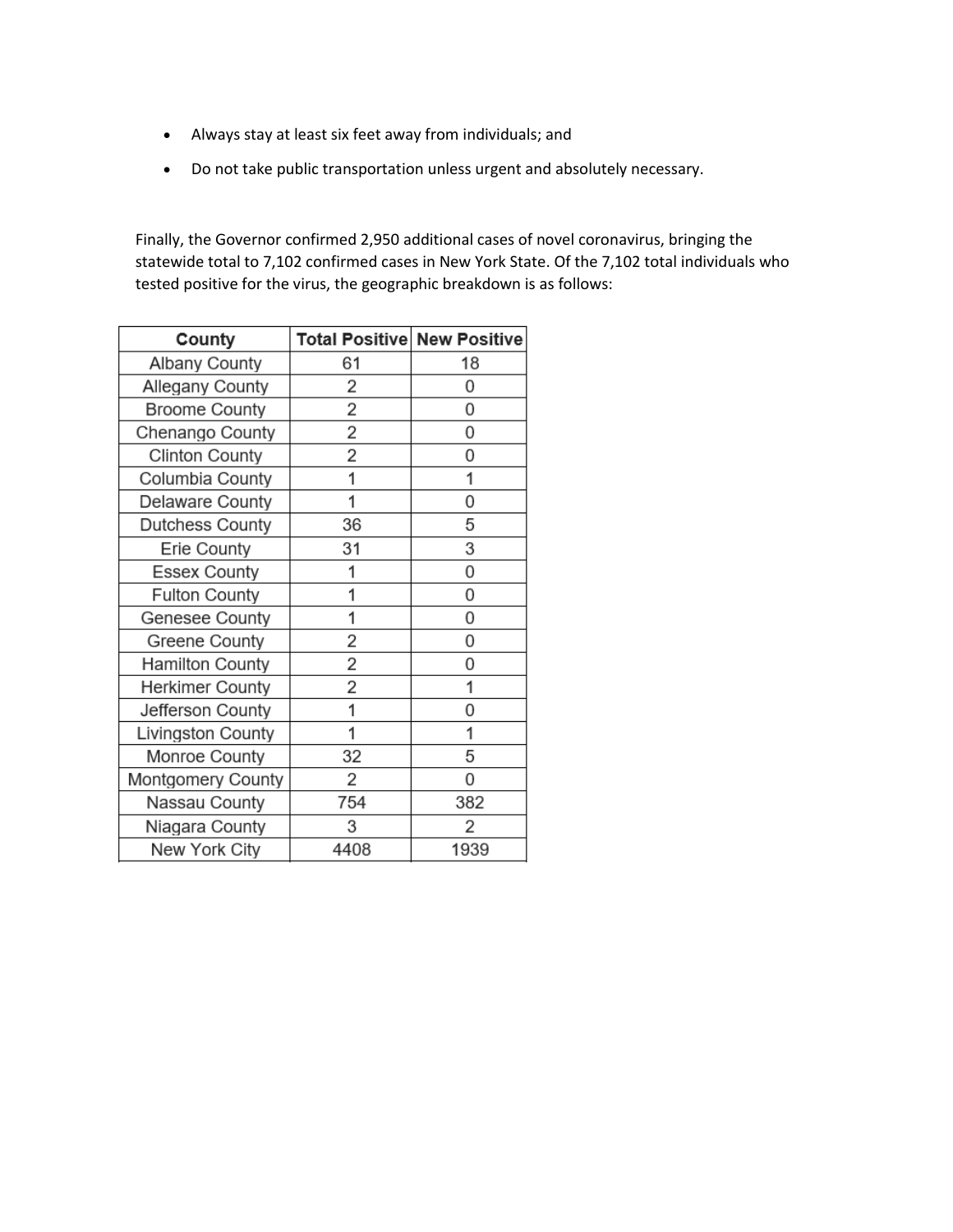- Always stay at least six feet away from individuals; and
- Do not take public transportation unless urgent and absolutely necessary.

Finally, the Governor confirmed 2,950 additional cases of novel coronavirus, bringing the statewide total to 7,102 confirmed cases in New York State. Of the 7,102 total individuals who tested positive for the virus, the geographic breakdown is as follows:

| County | Total Positive | New Positive |
|---|---|---|
| Albany County | 61 | 18 |
| Allegany County | 2 | 0 |
| Broome County | 2 | 0 |
| Chenango County | 2 | 0 |
| Clinton County | 2 | 0 |
| Columbia County | 1 | 1 |
| Delaware County | 1 | 0 |
| Dutchess County | 36 | 5 |
| Erie County | 31 | 3 |
| Essex County | 1 | 0 |
| Fulton County | 1 | 0 |
| Genesee County | 1 | 0 |
| Greene County | 2 | 0 |
| Hamilton County | 2 | 0 |
| Herkimer County | 2 | 1 |
| Jefferson County | 1 | 0 |
| Livingston County | 1 | 1 |
| Monroe County | 32 | 5 |
| Montgomery County | 2 | 0 |
| Nassau County | 754 | 382 |
| Niagara County | 3 | 2 |
| New York City | 4408 | 1939 |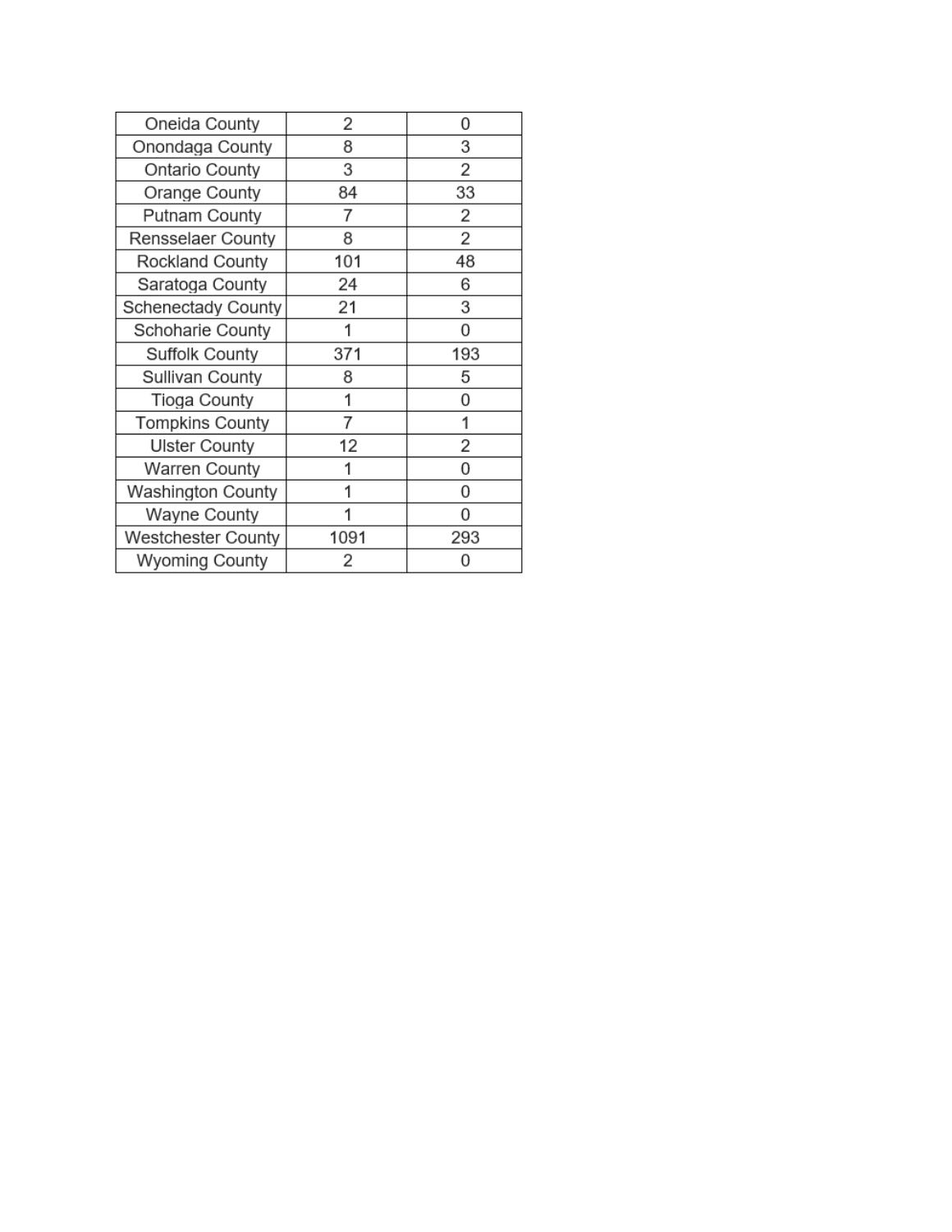| | | |
|---|---|---|
| Oneida County | 2 | 0 |
| Onondaga County | 8 | 3 |
| Ontario County | 3 | 2 |
| Orange County | 84 | 33 |
| Putnam County | 7 | 2 |
| Rensselaer County | 8 | 2 |
| Rockland County | 101 | 48 |
| Saratoga County | 24 | 6 |
| Schenectady County | 21 | 3 |
| Schoharie County | 1 | 0 |
| Suffolk County | 371 | 193 |
| Sullivan County | 8 | 5 |
| Tioga County | 1 | 0 |
| Tompkins County | 7 | 1 |
| Ulster County | 12 | 2 |
| Warren County | 1 | 0 |
| Washington County | 1 | 0 |
| Wayne County | 1 | 0 |
| Westchester County | 1091 | 293 |
| Wyoming County | 2 | 0 |